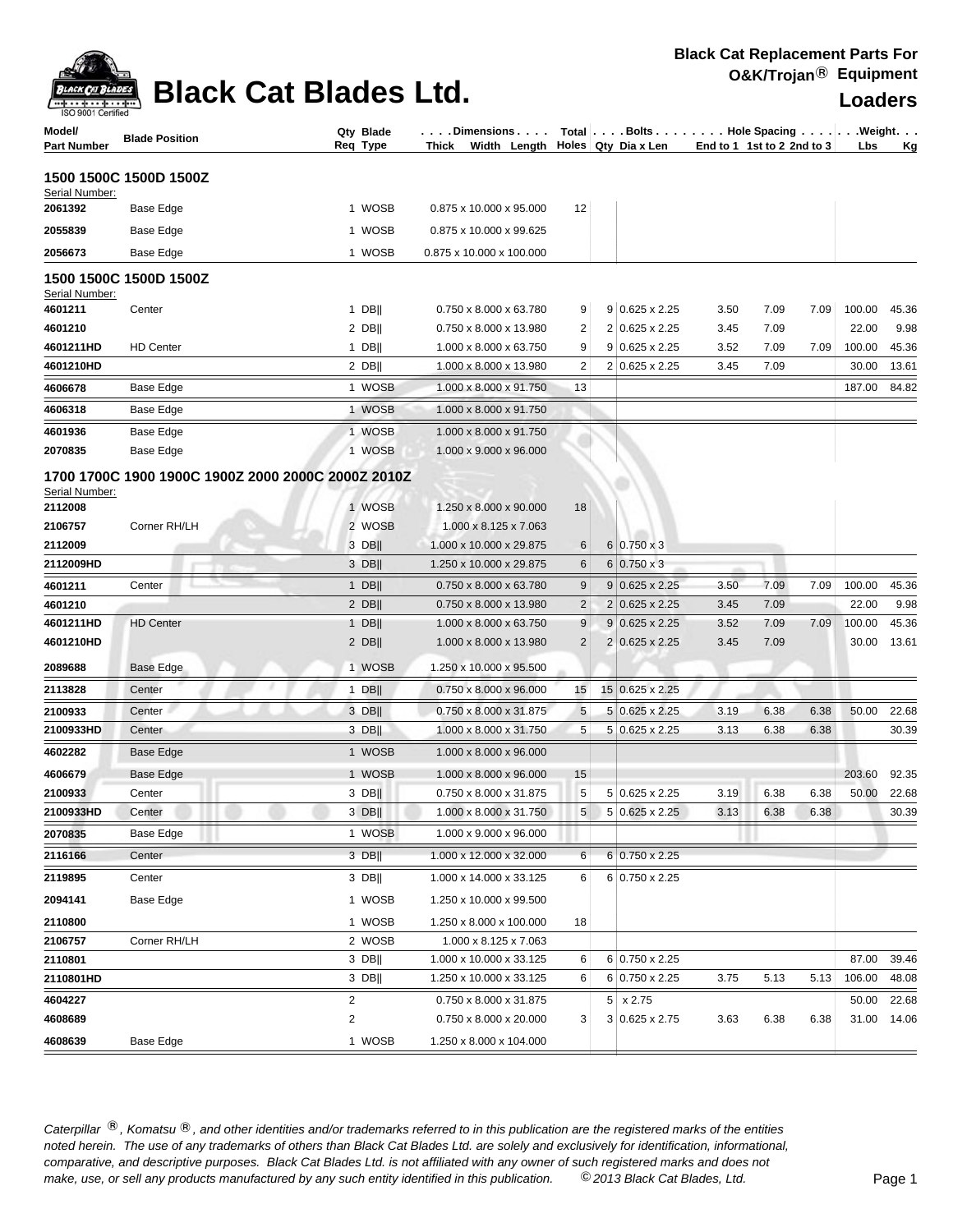# Black Cat Blades Ltd.

**Black Cat Replacement Parts For O&K/Trojan® Equipment**

**Loaders**

| Model/ Part Number | Blade Position | Qty Req | Blade Type | Dimensions Thick x Width x Length | Total Holes | Bolts Qty | Bolts Dia x Len | Hole Spacing End to 1 | 1st to 2 | 2nd to 3 | Weight Lbs | Kg |
|---|---|---|---|---|---|---|---|---|---|---|---|---|
| **1500 1500C 1500D 1500Z** | | | | | | | | | | | | |
| Serial Number: | | | | | | | | | | | | |
| **2061392** | Base Edge | 1 | WOSB | 0.875 x 10.000 x 95.000 | 12 | | | | | | | |
| **2055839** | Base Edge | 1 | WOSB | 0.875 x 10.000 x 99.625 | | | | | | | | |
| **2056673** | Base Edge | 1 | WOSB | 0.875 x 10.000 x 100.000 | | | | | | | | |
| **1500 1500C 1500D 1500Z** | | | | | | | | | | | | |
| Serial Number: | | | | | | | | | | | | |
| **4601211** | Center | 1 | DB‖ | 0.750 x 8.000 x 63.780 | 9 | 9 | 0.625 x 2.25 | 3.50 | 7.09 | 7.09 | 100.00 | 45.36 |
| **4601210** | | 2 | DB‖ | 0.750 x 8.000 x 13.980 | 2 | 2 | 0.625 x 2.25 | 3.45 | 7.09 | | 22.00 | 9.98 |
| **4601211HD** | HD Center | 1 | DB‖ | 1.000 x 8.000 x 63.750 | 9 | 9 | 0.625 x 2.25 | 3.52 | 7.09 | 7.09 | 100.00 | 45.36 |
| **4601210HD** | | 2 | DB‖ | 1.000 x 8.000 x 13.980 | 2 | 2 | 0.625 x 2.25 | 3.45 | 7.09 | | 30.00 | 13.61 |
| **4606678** | Base Edge | 1 | WOSB | 1.000 x 8.000 x 91.750 | 13 | | | | | | 187.00 | 84.82 |
| **4606318** | Base Edge | 1 | WOSB | 1.000 x 8.000 x 91.750 | | | | | | | | |
| **4601936** | Base Edge | 1 | WOSB | 1.000 x 8.000 x 91.750 | | | | | | | | |
| **2070835** | Base Edge | 1 | WOSB | 1.000 x 9.000 x 96.000 | | | | | | | | |
| **1700 1700C 1900 1900C 1900Z 2000 2000C 2000Z 2010Z** | | | | | | | | | | | | |
| Serial Number: | | | | | | | | | | | | |
| **2112008** | | 1 | WOSB | 1.250 x 8.000 x 90.000 | 18 | | | | | | | |
| **2106757** | Corner RH/LH | 2 | WOSB | 1.000 x 8.125 x 7.063 | | | | | | | | |
| **2112009** | | 3 | DB‖ | 1.000 x 10.000 x 29.875 | 6 | 6 | 0.750 x 3 | | | | | |
| **2112009HD** | | 3 | DB‖ | 1.250 x 10.000 x 29.875 | 6 | 6 | 0.750 x 3 | | | | | |
| **4601211** | Center | 1 | DB‖ | 0.750 x 8.000 x 63.780 | 9 | 9 | 0.625 x 2.25 | 3.50 | 7.09 | 7.09 | 100.00 | 45.36 |
| **4601210** | | 2 | DB‖ | 0.750 x 8.000 x 13.980 | 2 | 2 | 0.625 x 2.25 | 3.45 | 7.09 | | 22.00 | 9.98 |
| **4601211HD** | HD Center | 1 | DB‖ | 1.000 x 8.000 x 63.750 | 9 | 9 | 0.625 x 2.25 | 3.52 | 7.09 | 7.09 | 100.00 | 45.36 |
| **4601210HD** | | 2 | DB‖ | 1.000 x 8.000 x 13.980 | 2 | 2 | 0.625 x 2.25 | 3.45 | 7.09 | | 30.00 | 13.61 |
| **2089688** | Base Edge | 1 | WOSB | 1.250 x 10.000 x 95.500 | | | | | | | | |
| **2113828** | Center | 1 | DB‖ | 0.750 x 8.000 x 96.000 | 15 | 15 | 0.625 x 2.25 | | | | | |
| **2100933** | Center | 3 | DB‖ | 0.750 x 8.000 x 31.875 | 5 | 5 | 0.625 x 2.25 | 3.19 | 6.38 | 6.38 | 50.00 | 22.68 |
| **2100933HD** | Center | 3 | DB‖ | 1.000 x 8.000 x 31.750 | 5 | 5 | 0.625 x 2.25 | 3.13 | 6.38 | 6.38 | | 30.39 |
| **4602282** | Base Edge | 1 | WOSB | 1.000 x 8.000 x 96.000 | | | | | | | | |
| **4606679** | Base Edge | 1 | WOSB | 1.000 x 8.000 x 96.000 | 15 | | | | | | 203.60 | 92.35 |
| **2100933** | Center | 3 | DB‖ | 0.750 x 8.000 x 31.875 | 5 | 5 | 0.625 x 2.25 | 3.19 | 6.38 | 6.38 | 50.00 | 22.68 |
| **2100933HD** | Center | 3 | DB‖ | 1.000 x 8.000 x 31.750 | 5 | 5 | 0.625 x 2.25 | 3.13 | 6.38 | 6.38 | | 30.39 |
| **2070835** | Base Edge | 1 | WOSB | 1.000 x 9.000 x 96.000 | | | | | | | | |
| **2116166** | Center | 3 | DB‖ | 1.000 x 12.000 x 32.000 | 6 | 6 | 0.750 x 2.25 | | | | | |
| **2119895** | Center | 3 | DB‖ | 1.000 x 14.000 x 33.125 | 6 | 6 | 0.750 x 2.25 | | | | | |
| **2094141** | Base Edge | 1 | WOSB | 1.250 x 10.000 x 99.500 | | | | | | | | |
| **2110800** | | 1 | WOSB | 1.250 x 8.000 x 100.000 | 18 | | | | | | | |
| **2106757** | Corner RH/LH | 2 | WOSB | 1.000 x 8.125 x 7.063 | | | | | | | | |
| **2110801** | | 3 | DB‖ | 1.000 x 10.000 x 33.125 | 6 | 6 | 0.750 x 2.25 | | | | 87.00 | 39.46 |
| **2110801HD** | | 3 | DB‖ | 1.250 x 10.000 x 33.125 | 6 | 6 | 0.750 x 2.25 | 3.75 | 5.13 | 5.13 | 106.00 | 48.08 |
| **4604227** | | 2 | | 0.750 x 8.000 x 31.875 | | 5 | x 2.75 | | | | 50.00 | 22.68 |
| **4608689** | | 2 | | 0.750 x 8.000 x 20.000 | 3 | 3 | 0.625 x 2.75 | 3.63 | 6.38 | 6.38 | 31.00 | 14.06 |
| **4608639** | Base Edge | 1 | WOSB | 1.250 x 8.000 x 104.000 | | | | | | | | |

*Caterpillar ®, Komatsu ®, and other identities and/or trademarks referred to in this publication are the registered marks of the entities noted herein. The use of any trademarks of others than Black Cat Blades Ltd. are solely and exclusively for identification, informational, comparative, and descriptive purposes. Black Cat Blades Ltd. is not affiliated with any owner of such registered marks and does not make, use, or sell any products manufactured by any such entity identified in this publication. © 2013 Black Cat Blades, Ltd.*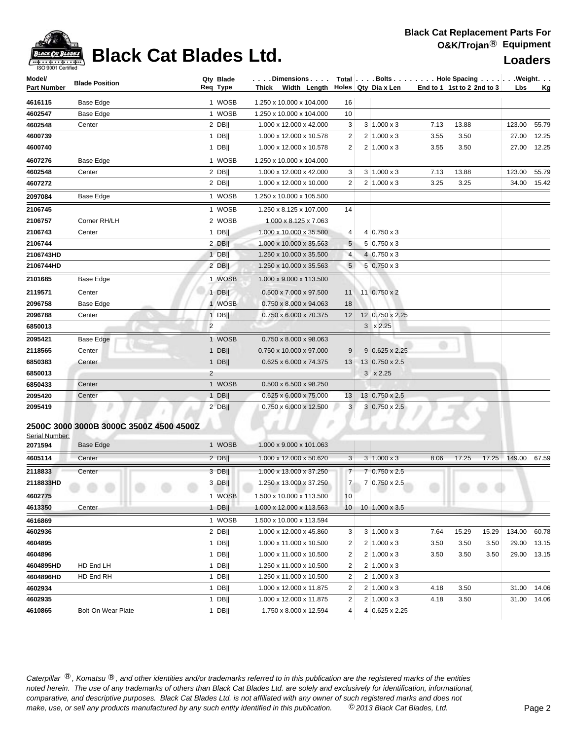# Black Cat Blades Ltd.

**Black Cat Replacement Parts For O&K/Trojan® Equipment**

**Loaders**

| Model/ Part Number | Blade Position | Qty Req | Blade Type | Dimensions Thick x Width x Length | Total Holes | Bolts Qty | Bolts Dia x Len | Hole Spacing End to 1 | Hole Spacing 1st to 2 | Hole Spacing 2nd to 3 | Weight Lbs | Weight Kg |
|---|---|---|---|---|---|---|---|---|---|---|---|---|
| 4616115 | Base Edge | 1 | WOSB | 1.250 x 10.000 x 104.000 | 16 | | | | | | | |
| 4602547 | Base Edge | 1 | WOSB | 1.250 x 10.000 x 104.000 | 10 | | | | | | | |
| 4602548 | Center | 2 | DB\|\| | 1.000 x 12.000 x 42.000 | 3 | 3 | 1.000 x 3 | 7.13 | 13.88 | | 123.00 | 55.79 |
| 4600739 | | 1 | DB\|\| | 1.000 x 12.000 x 10.578 | 2 | 2 | 1.000 x 3 | 3.55 | 3.50 | | 27.00 | 12.25 |
| 4600740 | | 1 | DB\|\| | 1.000 x 12.000 x 10.578 | 2 | 2 | 1.000 x 3 | 3.55 | 3.50 | | 27.00 | 12.25 |
| 4607276 | Base Edge | 1 | WOSB | 1.250 x 10.000 x 104.000 | | | | | | | | |
| 4602548 | Center | 2 | DB\|\| | 1.000 x 12.000 x 42.000 | 3 | 3 | 1.000 x 3 | 7.13 | 13.88 | | 123.00 | 55.79 |
| 4607272 | | 2 | DB\|\| | 1.000 x 12.000 x 10.000 | 2 | 2 | 1.000 x 3 | 3.25 | 3.25 | | 34.00 | 15.42 |
| 2097084 | Base Edge | 1 | WOSB | 1.250 x 10.000 x 105.500 | | | | | | | | |
| 2106745 | | 1 | WOSB | 1.250 x 8.125 x 107.000 | 14 | | | | | | | |
| 2106757 | Corner RH/LH | 2 | WOSB | 1.000 x 8.125 x 7.063 | | | | | | | | |
| 2106743 | Center | 1 | DB\|\| | 1.000 x 10.000 x 35.500 | 4 | 4 | 0.750 x 3 | | | | | |
| 2106744 | | 2 | DB\|\| | 1.000 x 10.000 x 35.563 | 5 | 5 | 0.750 x 3 | | | | | |
| 2106743HD | | 1 | DB\|\| | 1.250 x 10.000 x 35.500 | 4 | 4 | 0.750 x 3 | | | | | |
| 2106744HD | | 2 | DB\|\| | 1.250 x 10.000 x 35.563 | 5 | 5 | 0.750 x 3 | | | | | |
| 2101685 | Base Edge | 1 | WOSB | 1.000 x 9.000 x 113.500 | | | | | | | | |
| 2119571 | Center | 1 | DB\|\| | 0.500 x 7.000 x 97.500 | 11 | 11 | 0.750 x 2 | | | | | |
| 2096758 | Base Edge | 1 | WOSB | 0.750 x 8.000 x 94.063 | 18 | | | | | | | |
| 2096788 | Center | 1 | DB\|\| | 0.750 x 6.000 x 70.375 | 12 | 12 | 0.750 x 2.25 | | | | | |
| 6850013 | | 2 | | | | 3 | x 2.25 | | | | | |
| 2095421 | Base Edge | 1 | WOSB | 0.750 x 8.000 x 98.063 | | | | | | | | |
| 2118565 | Center | 1 | DB\|\| | 0.750 x 10.000 x 97.000 | 9 | 9 | 0.625 x 2.25 | | | | | |
| 6850383 | Center | 1 | DB\|\| | 0.625 x 6.000 x 74.375 | 13 | 13 | 0.750 x 2.5 | | | | | |
| 6850013 | | 2 | | | | 3 | x 2.25 | | | | | |
| 6850433 | Center | 1 | WOSB | 0.500 x 6.500 x 98.250 | | | | | | | | |
| 2095420 | Center | 1 | DB\|\| | 0.625 x 6.000 x 75.000 | 13 | 13 | 0.750 x 2.5 | | | | | |
| 2095419 | | 2 | DB\|\| | 0.750 x 6.000 x 12.500 | 3 | 3 | 0.750 x 2.5 | | | | | |

## 2500C 3000 3000B 3000C 3500Z 4500 4500Z

Serial Number:

| Model/ Part Number | Blade Position | Qty Req | Blade Type | Dimensions Thick x Width x Length | Total Holes | Bolts Qty | Bolts Dia x Len | Hole Spacing End to 1 | Hole Spacing 1st to 2 | Hole Spacing 2nd to 3 | Weight Lbs | Weight Kg |
|---|---|---|---|---|---|---|---|---|---|---|---|---|
| 2071594 | Base Edge | 1 | WOSB | 1.000 x 9.000 x 101.063 | | | | | | | | |
| 4605114 | Center | 2 | DB\|\| | 1.000 x 12.000 x 50.620 | 3 | 3 | 1.000 x 3 | 8.06 | 17.25 | 17.25 | 149.00 | 67.59 |
| 2118833 | Center | 3 | DB\|\| | 1.000 x 13.000 x 37.250 | 7 | 7 | 0.750 x 2.5 | | | | | |
| 2118833HD | | 3 | DB\|\| | 1.250 x 13.000 x 37.250 | 7 | 7 | 0.750 x 2.5 | | | | | |
| 4602775 | | 1 | WOSB | 1.500 x 10.000 x 113.500 | 10 | | | | | | | |
| 4613350 | Center | 1 | DB\|\| | 1.000 x 12.000 x 113.563 | 10 | 10 | 1.000 x 3.5 | | | | | |
| 4616869 | | 1 | WOSB | 1.500 x 10.000 x 113.594 | | | | | | | | |
| 4602936 | | 2 | DB\|\| | 1.000 x 12.000 x 45.860 | 3 | 3 | 1.000 x 3 | 7.64 | 15.29 | 15.29 | 134.00 | 60.78 |
| 4604895 | | 1 | DB\|\| | 1.000 x 11.000 x 10.500 | 2 | 2 | 1.000 x 3 | 3.50 | 3.50 | 3.50 | 29.00 | 13.15 |
| 4604896 | | 1 | DB\|\| | 1.000 x 11.000 x 10.500 | 2 | 2 | 1.000 x 3 | 3.50 | 3.50 | 3.50 | 29.00 | 13.15 |
| 4604895HD | HD End LH | 1 | DB\|\| | 1.250 x 11.000 x 10.500 | 2 | 2 | 1.000 x 3 | | | | | |
| 4604896HD | HD End RH | 1 | DB\|\| | 1.250 x 11.000 x 10.500 | 2 | 2 | 1.000 x 3 | | | | | |
| 4602934 | | 1 | DB\|\| | 1.000 x 12.000 x 11.875 | 2 | 2 | 1.000 x 3 | 4.18 | 3.50 | | 31.00 | 14.06 |
| 4602935 | | 1 | DB\|\| | 1.000 x 12.000 x 11.875 | 2 | 2 | 1.000 x 3 | 4.18 | 3.50 | | 31.00 | 14.06 |
| 4610865 | Bolt-On Wear Plate | 1 | DB\|\| | 1.750 x 8.000 x 12.594 | 4 | 4 | 0.625 x 2.25 | | | | | |

*Caterpillar ®, Komatsu ®, and other identities and/or trademarks referred to in this publication are the registered marks of the entities noted herein. The use of any trademarks of others than Black Cat Blades Ltd. are solely and exclusively for identification, informational, comparative, and descriptive purposes. Black Cat Blades Ltd. is not affiliated with any owner of such registered marks and does not make, use, or sell any products manufactured by any such entity identified in this publication. © 2013 Black Cat Blades, Ltd.*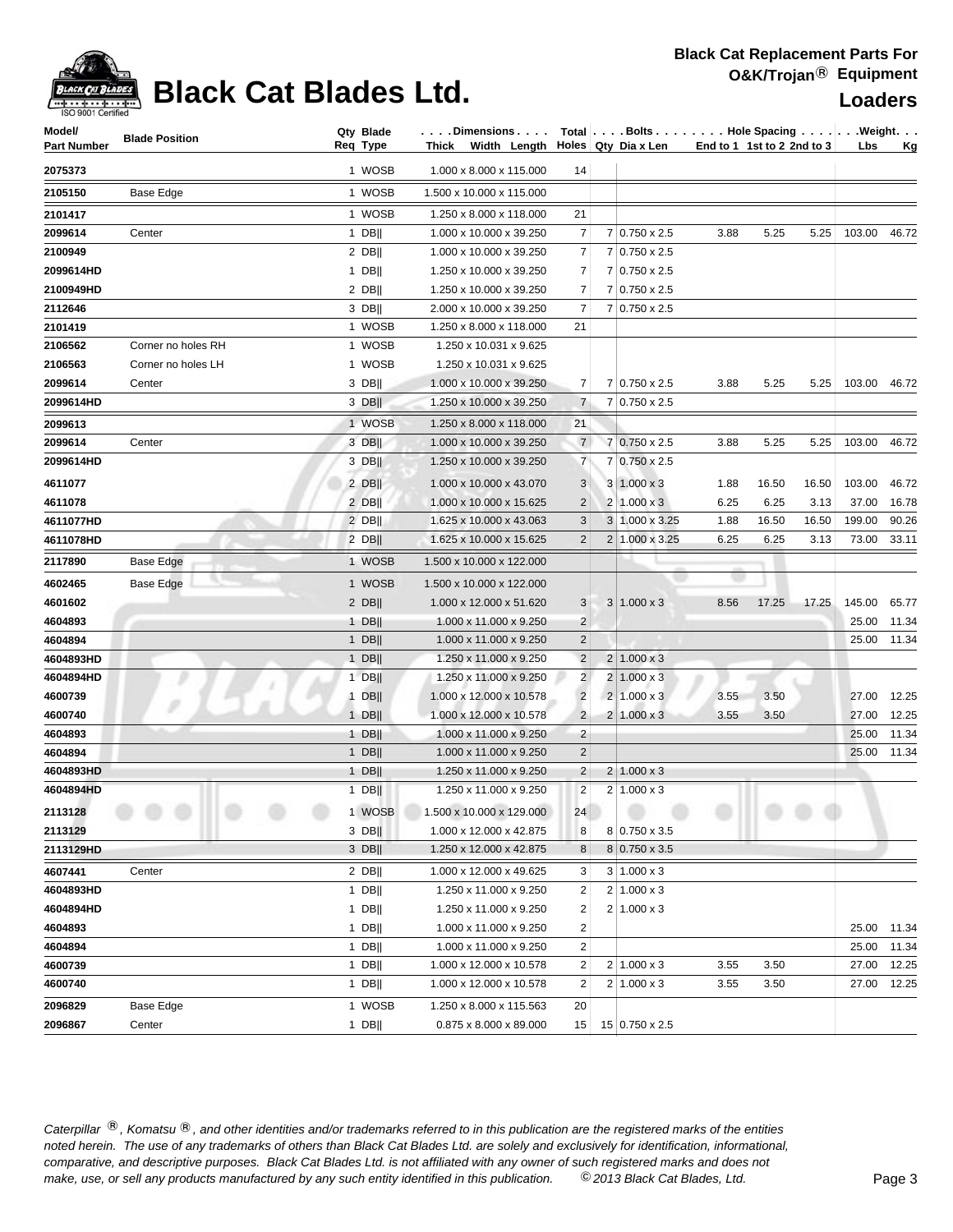# Black Cat Blades Ltd.

**Black Cat Replacement Parts For O&K/Trojan® Equipment**

**Loaders**

| Model/ Part Number | Blade Position | Qty Req | Blade Type | Dimensions Thick x Width x Length | Total Holes | Bolts Qty | Bolts Dia x Len | Hole Spacing End to 1 | Hole Spacing 1st to 2 | Hole Spacing 2nd to 3 | Weight Lbs | Weight Kg |
|---|---|---|---|---|---|---|---|---|---|---|---|---|
| 2075373 | | 1 | WOSB | 1.000 x 8.000 x 115.000 | 14 | | | | | | | |
| 2105150 | Base Edge | 1 | WOSB | 1.500 x 10.000 x 115.000 | | | | | | | | |
| 2101417 | | 1 | WOSB | 1.250 x 8.000 x 118.000 | 21 | | | | | | | |
| 2099614 | Center | 1 | DB\|\| | 1.000 x 10.000 x 39.250 | 7 | 7 | 0.750 x 2.5 | 3.88 | 5.25 | 5.25 | 103.00 | 46.72 |
| 2100949 | | 2 | DB\|\| | 1.000 x 10.000 x 39.250 | 7 | 7 | 0.750 x 2.5 | | | | | |
| 2099614HD | | 1 | DB\|\| | 1.250 x 10.000 x 39.250 | 7 | 7 | 0.750 x 2.5 | | | | | |
| 2100949HD | | 2 | DB\|\| | 1.250 x 10.000 x 39.250 | 7 | 7 | 0.750 x 2.5 | | | | | |
| 2112646 | | 3 | DB\|\| | 2.000 x 10.000 x 39.250 | 7 | 7 | 0.750 x 2.5 | | | | | |
| 2101419 | | 1 | WOSB | 1.250 x 8.000 x 118.000 | 21 | | | | | | | |
| 2106562 | Corner no holes RH | 1 | WOSB | 1.250 x 10.031 x 9.625 | | | | | | | | |
| 2106563 | Corner no holes LH | 1 | WOSB | 1.250 x 10.031 x 9.625 | | | | | | | | |
| 2099614 | Center | 3 | DB\|\| | 1.000 x 10.000 x 39.250 | 7 | 7 | 0.750 x 2.5 | 3.88 | 5.25 | 5.25 | 103.00 | 46.72 |
| 2099614HD | | 3 | DB\|\| | 1.250 x 10.000 x 39.250 | 7 | 7 | 0.750 x 2.5 | | | | | |
| 2099613 | | 1 | WOSB | 1.250 x 8.000 x 118.000 | 21 | | | | | | | |
| 2099614 | Center | 3 | DB\|\| | 1.000 x 10.000 x 39.250 | 7 | 7 | 0.750 x 2.5 | 3.88 | 5.25 | 5.25 | 103.00 | 46.72 |
| 2099614HD | | 3 | DB\|\| | 1.250 x 10.000 x 39.250 | 7 | 7 | 0.750 x 2.5 | | | | | |
| 4611077 | | 2 | DB\|\| | 1.000 x 10.000 x 43.070 | 3 | 3 | 1.000 x 3 | 1.88 | 16.50 | 16.50 | 103.00 | 46.72 |
| 4611078 | | 2 | DB\|\| | 1.000 x 10.000 x 15.625 | 2 | 2 | 1.000 x 3 | 6.25 | 6.25 | 3.13 | 37.00 | 16.78 |
| 4611077HD | | 2 | DB\|\| | 1.625 x 10.000 x 43.063 | 3 | 3 | 1.000 x 3.25 | 1.88 | 16.50 | 16.50 | 199.00 | 90.26 |
| 4611078HD | | 2 | DB\|\| | 1.625 x 10.000 x 15.625 | 2 | 2 | 1.000 x 3.25 | 6.25 | 6.25 | 3.13 | 73.00 | 33.11 |
| 2117890 | Base Edge | 1 | WOSB | 1.500 x 10.000 x 122.000 | | | | | | | | |
| 4602465 | Base Edge | 1 | WOSB | 1.500 x 10.000 x 122.000 | | | | | | | | |
| 4601602 | | 2 | DB\|\| | 1.000 x 12.000 x 51.620 | 3 | 3 | 1.000 x 3 | 8.56 | 17.25 | 17.25 | 145.00 | 65.77 |
| 4604893 | | 1 | DB\|\| | 1.000 x 11.000 x 9.250 | 2 | | | | | | 25.00 | 11.34 |
| 4604894 | | 1 | DB\|\| | 1.000 x 11.000 x 9.250 | 2 | | | | | | 25.00 | 11.34 |
| 4604893HD | | 1 | DB\|\| | 1.250 x 11.000 x 9.250 | 2 | 2 | 1.000 x 3 | | | | | |
| 4604894HD | | 1 | DB\|\| | 1.250 x 11.000 x 9.250 | 2 | 2 | 1.000 x 3 | | | | | |
| 4600739 | | 1 | DB\|\| | 1.000 x 12.000 x 10.578 | 2 | 2 | 1.000 x 3 | 3.55 | 3.50 | | 27.00 | 12.25 |
| 4600740 | | 1 | DB\|\| | 1.000 x 12.000 x 10.578 | 2 | 2 | 1.000 x 3 | 3.55 | 3.50 | | 27.00 | 12.25 |
| 4604893 | | 1 | DB\|\| | 1.000 x 11.000 x 9.250 | 2 | | | | | | 25.00 | 11.34 |
| 4604894 | | 1 | DB\|\| | 1.000 x 11.000 x 9.250 | 2 | | | | | | 25.00 | 11.34 |
| 4604893HD | | 1 | DB\|\| | 1.250 x 11.000 x 9.250 | 2 | 2 | 1.000 x 3 | | | | | |
| 4604894HD | | 1 | DB\|\| | 1.250 x 11.000 x 9.250 | 2 | 2 | 1.000 x 3 | | | | | |
| 2113128 | | 1 | WOSB | 1.500 x 10.000 x 129.000 | 24 | | | | | | | |
| 2113129 | | 3 | DB\|\| | 1.000 x 12.000 x 42.875 | 8 | 8 | 0.750 x 3.5 | | | | | |
| 2113129HD | | 3 | DB\|\| | 1.250 x 12.000 x 42.875 | 8 | 8 | 0.750 x 3.5 | | | | | |
| 4607441 | Center | 2 | DB\|\| | 1.000 x 12.000 x 49.625 | 3 | 3 | 1.000 x 3 | | | | | |
| 4604893HD | | 1 | DB\|\| | 1.250 x 11.000 x 9.250 | 2 | 2 | 1.000 x 3 | | | | | |
| 4604894HD | | 1 | DB\|\| | 1.250 x 11.000 x 9.250 | 2 | 2 | 1.000 x 3 | | | | | |
| 4604893 | | 1 | DB\|\| | 1.000 x 11.000 x 9.250 | 2 | | | | | | 25.00 | 11.34 |
| 4604894 | | 1 | DB\|\| | 1.000 x 11.000 x 9.250 | 2 | | | | | | 25.00 | 11.34 |
| 4600739 | | 1 | DB\|\| | 1.000 x 12.000 x 10.578 | 2 | 2 | 1.000 x 3 | 3.55 | 3.50 | | 27.00 | 12.25 |
| 4600740 | | 1 | DB\|\| | 1.000 x 12.000 x 10.578 | 2 | 2 | 1.000 x 3 | 3.55 | 3.50 | | 27.00 | 12.25 |
| 2096829 | Base Edge | 1 | WOSB | 1.250 x 8.000 x 115.563 | 20 | | | | | | | |
| 2096867 | Center | 1 | DB\|\| | 0.875 x 8.000 x 89.000 | 15 | 15 | 0.750 x 2.5 | | | | | |

*Caterpillar ®, Komatsu ®, and other identities and/or trademarks referred to in this publication are the registered marks of the entities noted herein. The use of any trademarks of others than Black Cat Blades Ltd. are solely and exclusively for identification, informational, comparative, and descriptive purposes. Black Cat Blades Ltd. is not affiliated with any owner of such registered marks and does not make, use, or sell any products manufactured by any such entity identified in this publication. © 2013 Black Cat Blades, Ltd.*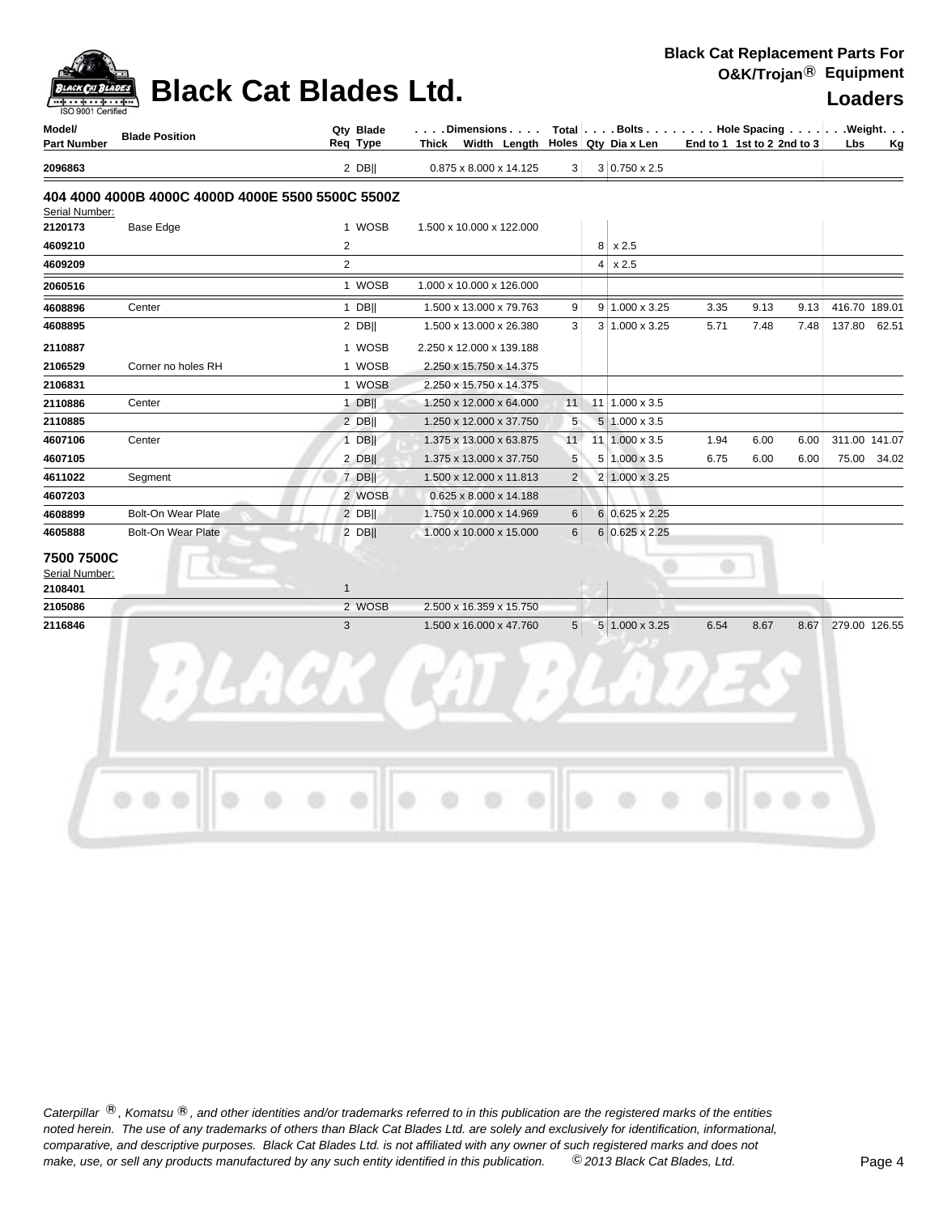# Black Cat Blades Ltd.

**Black Cat Replacement Parts For O&K/Trojan® Equipment**

**Loaders**

| Model/ Part Number | Blade Position | Qty Req | Blade Type | Dimensions Thick Width Length | Total Holes | Bolts Qty | Dia x Len | Hole Spacing End to 1 | 1st to 2 | 2nd to 3 | Weight Lbs | Kg |
|---|---|---|---|---|---|---|---|---|---|---|---|---|
| 2096863 | | 2 | DB\|\| | 0.875 x 8.000 x 14.125 | 3 | 3 | 0.750 x 2.5 | | | | | |

## 404 4000 4000B 4000C 4000D 4000E 5500 5500C 5500Z

Serial Number:

| Model/ Part Number | Blade Position | Qty Req | Blade Type | Dimensions Thick Width Length | Total Holes | Bolts Qty | Dia x Len | Hole Spacing End to 1 | 1st to 2 | 2nd to 3 | Weight Lbs | Kg |
|---|---|---|---|---|---|---|---|---|---|---|---|---|
| 2120173 | Base Edge | 1 | WOSB | 1.500 x 10.000 x 122.000 | | | | | | | | |
| 4609210 | | 2 | | | | 8 | x 2.5 | | | | | |
| 4609209 | | 2 | | | | 4 | x 2.5 | | | | | |
| 2060516 | | 1 | WOSB | 1.000 x 10.000 x 126.000 | | | | | | | | |
| 4608896 | Center | 1 | DB\|\| | 1.500 x 13.000 x 79.763 | 9 | 9 | 1.000 x 3.25 | 3.35 | 9.13 | 9.13 | 416.70 | 189.01 |
| 4608895 | | 2 | DB\|\| | 1.500 x 13.000 x 26.380 | 3 | 3 | 1.000 x 3.25 | 5.71 | 7.48 | 7.48 | 137.80 | 62.51 |
| 2110887 | | 1 | WOSB | 2.250 x 12.000 x 139.188 | | | | | | | | |
| 2106529 | Corner no holes RH | 1 | WOSB | 2.250 x 15.750 x 14.375 | | | | | | | | |
| 2106831 | | 1 | WOSB | 2.250 x 15.750 x 14.375 | | | | | | | | |
| 2110886 | Center | 1 | DB\|\| | 1.250 x 12.000 x 64.000 | 11 | 11 | 1.000 x 3.5 | | | | | |
| 2110885 | | 2 | DB\|\| | 1.250 x 12.000 x 37.750 | 5 | 5 | 1.000 x 3.5 | | | | | |
| 4607106 | Center | 1 | DB\|\| | 1.375 x 13.000 x 63.875 | 11 | 11 | 1.000 x 3.5 | 1.94 | 6.00 | 6.00 | 311.00 | 141.07 |
| 4607105 | | 2 | DB\|\| | 1.375 x 13.000 x 37.750 | 5 | 5 | 1.000 x 3.5 | 6.75 | 6.00 | 6.00 | 75.00 | 34.02 |
| 4611022 | Segment | 7 | DB\|\| | 1.500 x 12.000 x 11.813 | 2 | 2 | 1.000 x 3.25 | | | | | |
| 4607203 | | 2 | WOSB | 0.625 x 8.000 x 14.188 | | | | | | | | |
| 4608899 | Bolt-On Wear Plate | 2 | DB\|\| | 1.750 x 10.000 x 14.969 | 6 | 6 | 0.625 x 2.25 | | | | | |
| 4605888 | Bolt-On Wear Plate | 2 | DB\|\| | 1.000 x 10.000 x 15.000 | 6 | 6 | 0.625 x 2.25 | | | | | |

## 7500 7500C

Serial Number:

| Model/ Part Number | Blade Position | Qty Req | Blade Type | Dimensions Thick Width Length | Total Holes | Bolts Qty | Dia x Len | Hole Spacing End to 1 | 1st to 2 | 2nd to 3 | Weight Lbs | Kg |
|---|---|---|---|---|---|---|---|---|---|---|---|---|
| 2108401 | | 1 | | | | | | | | | | |
| 2105086 | | 2 | WOSB | 2.500 x 16.359 x 15.750 | | | | | | | | |
| 2116846 | | 3 | | 1.500 x 16.000 x 47.760 | 5 | 5 | 1.000 x 3.25 | 6.54 | 8.67 | 8.67 | 279.00 | 126.55 |

*Caterpillar ®, Komatsu ®, and other identities and/or trademarks referred to in this publication are the registered marks of the entities noted herein. The use of any trademarks of others than Black Cat Blades Ltd. are solely and exclusively for identification, informational, comparative, and descriptive purposes. Black Cat Blades Ltd. is not affiliated with any owner of such registered marks and does not make, use, or sell any products manufactured by any such entity identified in this publication. © 2013 Black Cat Blades, Ltd.*